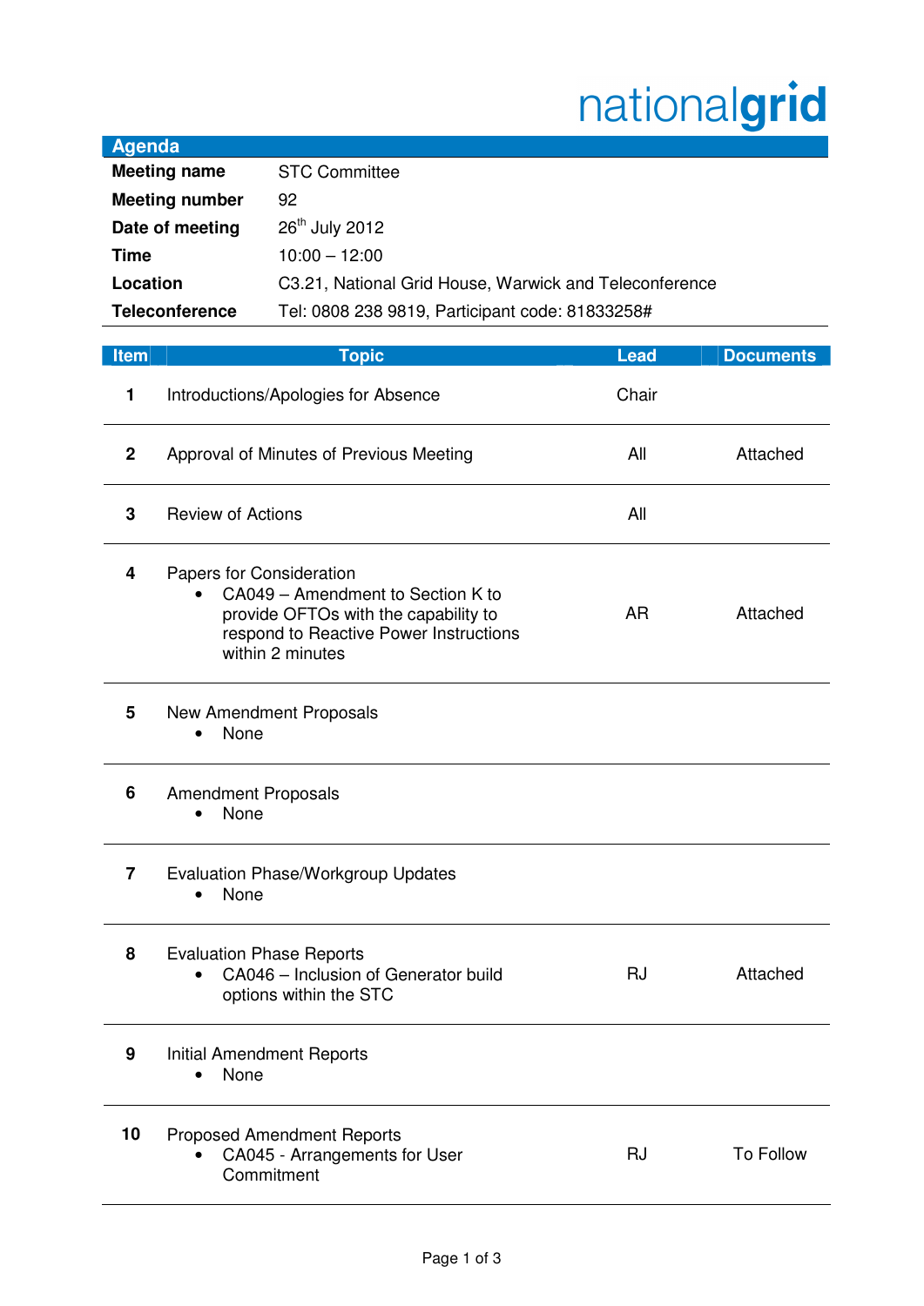nationalgrid

## Agenda

| | |
|---|---|
| **Meeting name** | STC Committee |
| **Meeting number** | 92 |
| **Date of meeting** | 26th July 2012 |
| **Time** | 10:00 – 12:00 |
| **Location** | C3.21, National Grid House, Warwick and Teleconference |
| **Teleconference** | Tel: 0808 238 9819, Participant code: 81833258# |

| Item | Topic | Lead | Documents |
|---|---|---|---|
| 1 | Introductions/Apologies for Absence | Chair | |
| 2 | Approval of Minutes of Previous Meeting | All | Attached |
| 3 | Review of Actions | All | |
| 4 | Papers for Consideration<br>• CA049 – Amendment to Section K to provide OFTOs with the capability to respond to Reactive Power Instructions within 2 minutes | AR | Attached |
| 5 | New Amendment Proposals<br>• None | | |
| 6 | Amendment Proposals<br>• None | | |
| 7 | Evaluation Phase/Workgroup Updates<br>• None | | |
| 8 | Evaluation Phase Reports<br>• CA046 – Inclusion of Generator build options within the STC | RJ | Attached |
| 9 | Initial Amendment Reports<br>• None | | |
| 10 | Proposed Amendment Reports<br>• CA045 - Arrangements for User Commitment | RJ | To Follow |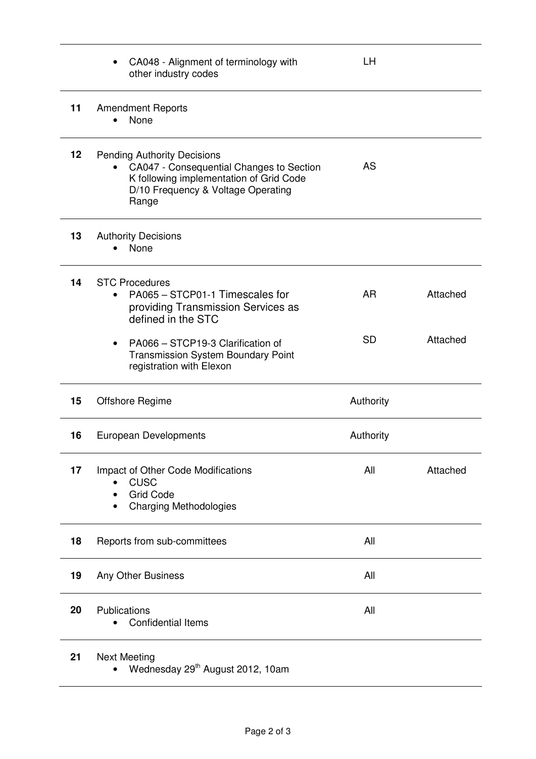| | | | |
|---|---|---|---|
| | • CA048 - Alignment of terminology with other industry codes | LH | |
| 11 | Amendment Reports<br>• None | | |
| 12 | Pending Authority Decisions<br>• CA047 - Consequential Changes to Section K following implementation of Grid Code D/10 Frequency & Voltage Operating Range | AS | |
| 13 | Authority Decisions<br>• None | | |
| 14 | STC Procedures<br>• PA065 – STCP01-1 Timescales for providing Transmission Services as defined in the STC<br>• PA066 – STCP19-3 Clarification of Transmission System Boundary Point registration with Elexon | AR<br><br>SD | Attached<br><br>Attached |
| 15 | Offshore Regime | Authority | |
| 16 | European Developments | Authority | |
| 17 | Impact of Other Code Modifications<br>• CUSC<br>• Grid Code<br>• Charging Methodologies | All | Attached |
| 18 | Reports from sub-committees | All | |
| 19 | Any Other Business | All | |
| 20 | Publications<br>• Confidential Items | All | |
| 21 | Next Meeting<br>• Wednesday 29th August 2012, 10am | | |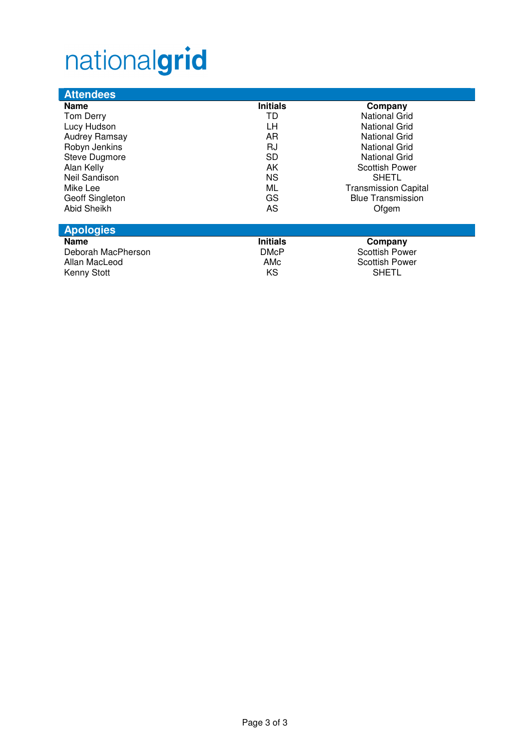nationalgrid

## Attendees

| Name | Initials | Company |
|---|---|---|
| Tom Derry | TD | National Grid |
| Lucy Hudson | LH | National Grid |
| Audrey Ramsay | AR | National Grid |
| Robyn Jenkins | RJ | National Grid |
| Steve Dugmore | SD | National Grid |
| Alan Kelly | AK | Scottish Power |
| Neil Sandison | NS | SHETL |
| Mike Lee | ML | Transmission Capital |
| Geoff Singleton | GS | Blue Transmission |
| Abid Sheikh | AS | Ofgem |

## Apologies

| Name | Initials | Company |
|---|---|---|
| Deborah MacPherson | DMcP | Scottish Power |
| Allan MacLeod | AMc | Scottish Power |
| Kenny Stott | KS | SHETL |